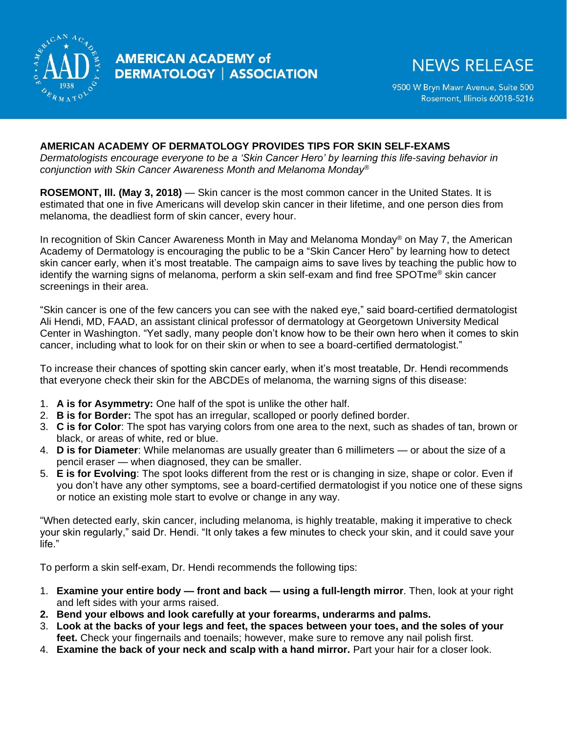AMERICAN ACADEMY of DERMATOLOGY | ASSOCIATION

NEWS RELEASE

9500 W Bryn Mawr Avenue, Suite 500
Rosemont, Illinois 60018-5216

## AMERICAN ACADEMY OF DERMATOLOGY PROVIDES TIPS FOR SKIN SELF-EXAMS

*Dermatologists encourage everyone to be a 'Skin Cancer Hero' by learning this life-saving behavior in conjunction with Skin Cancer Awareness Month and Melanoma Monday®*

**ROSEMONT, Ill. (May 3, 2018)** — Skin cancer is the most common cancer in the United States. It is estimated that one in five Americans will develop skin cancer in their lifetime, and one person dies from melanoma, the deadliest form of skin cancer, every hour.

In recognition of Skin Cancer Awareness Month in May and Melanoma Monday® on May 7, the American Academy of Dermatology is encouraging the public to be a "Skin Cancer Hero" by learning how to detect skin cancer early, when it's most treatable. The campaign aims to save lives by teaching the public how to identify the warning signs of melanoma, perform a skin self-exam and find free SPOTme® skin cancer screenings in their area.

"Skin cancer is one of the few cancers you can see with the naked eye," said board-certified dermatologist Ali Hendi, MD, FAAD, an assistant clinical professor of dermatology at Georgetown University Medical Center in Washington. "Yet sadly, many people don't know how to be their own hero when it comes to skin cancer, including what to look for on their skin or when to see a board-certified dermatologist."

To increase their chances of spotting skin cancer early, when it's most treatable, Dr. Hendi recommends that everyone check their skin for the ABCDEs of melanoma, the warning signs of this disease:

1. **A is for Asymmetry:** One half of the spot is unlike the other half.
2. **B is for Border:** The spot has an irregular, scalloped or poorly defined border.
3. **C is for Color**: The spot has varying colors from one area to the next, such as shades of tan, brown or black, or areas of white, red or blue.
4. **D is for Diameter**: While melanomas are usually greater than 6 millimeters — or about the size of a pencil eraser — when diagnosed, they can be smaller.
5. **E is for Evolving**: The spot looks different from the rest or is changing in size, shape or color. Even if you don't have any other symptoms, see a board-certified dermatologist if you notice one of these signs or notice an existing mole start to evolve or change in any way.

"When detected early, skin cancer, including melanoma, is highly treatable, making it imperative to check your skin regularly," said Dr. Hendi. "It only takes a few minutes to check your skin, and it could save your life."

To perform a skin self-exam, Dr. Hendi recommends the following tips:

1. **Examine your entire body — front and back — using a full-length mirror**. Then, look at your right and left sides with your arms raised.
2. **Bend your elbows and look carefully at your forearms, underarms and palms.**
3. **Look at the backs of your legs and feet, the spaces between your toes, and the soles of your feet.** Check your fingernails and toenails; however, make sure to remove any nail polish first.
4. **Examine the back of your neck and scalp with a hand mirror.** Part your hair for a closer look.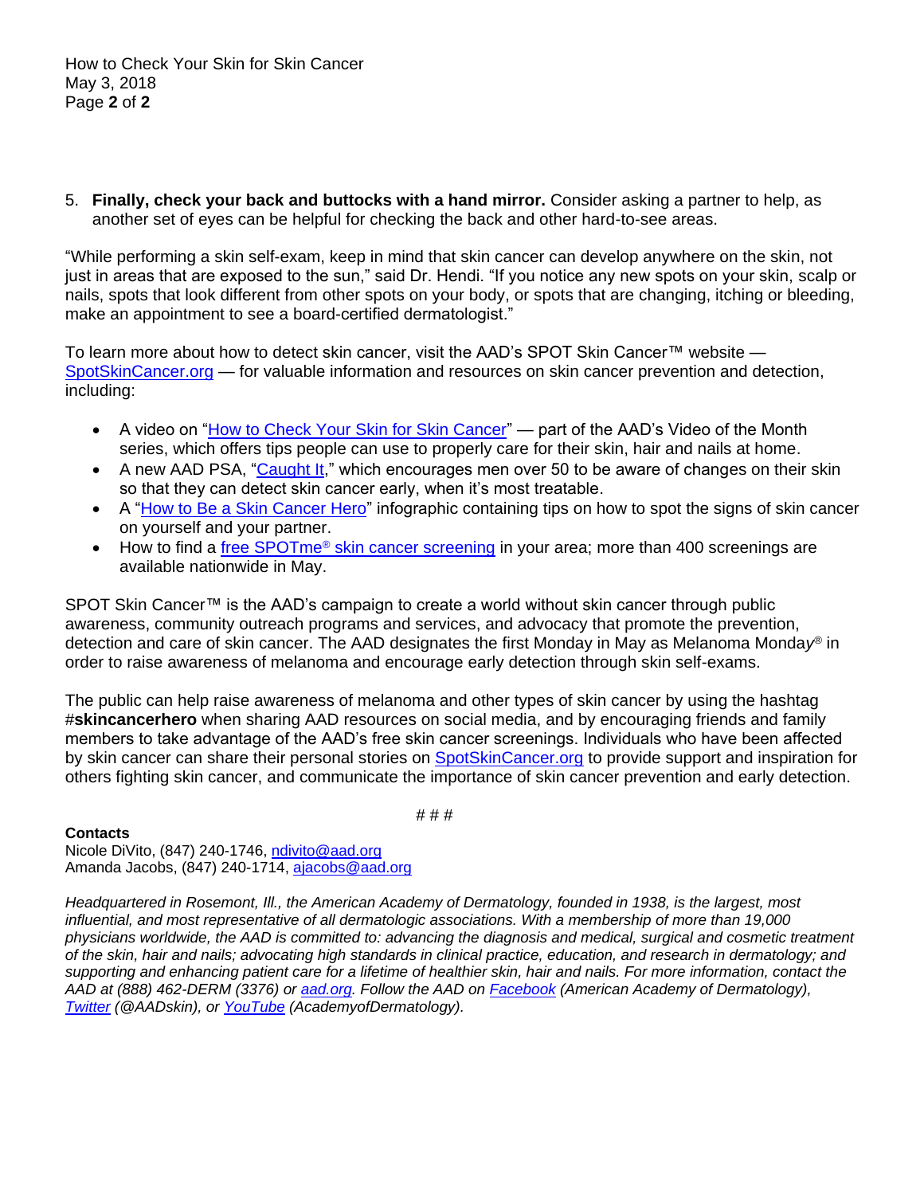5. **Finally, check your back and buttocks with a hand mirror.** Consider asking a partner to help, as another set of eyes can be helpful for checking the back and other hard-to-see areas.

"While performing a skin self-exam, keep in mind that skin cancer can develop anywhere on the skin, not just in areas that are exposed to the sun," said Dr. Hendi. "If you notice any new spots on your skin, scalp or nails, spots that look different from other spots on your body, or spots that are changing, itching or bleeding, make an appointment to see a board-certified dermatologist."

To learn more about how to detect skin cancer, visit the AAD's SPOT Skin Cancer™ website — SpotSkinCancer.org — for valuable information and resources on skin cancer prevention and detection, including:

- A video on "How to Check Your Skin for Skin Cancer" — part of the AAD's Video of the Month series, which offers tips people can use to properly care for their skin, hair and nails at home.
- A new AAD PSA, "Caught It," which encourages men over 50 to be aware of changes on their skin so that they can detect skin cancer early, when it's most treatable.
- A "How to Be a Skin Cancer Hero" infographic containing tips on how to spot the signs of skin cancer on yourself and your partner.
- How to find a free SPOTme® skin cancer screening in your area; more than 400 screenings are available nationwide in May.

SPOT Skin Cancer™ is the AAD's campaign to create a world without skin cancer through public awareness, community outreach programs and services, and advocacy that promote the prevention, detection and care of skin cancer. The AAD designates the first Monday in May as Melanoma Monday® in order to raise awareness of melanoma and encourage early detection through skin self-exams.

The public can help raise awareness of melanoma and other types of skin cancer by using the hashtag #**skincancerhero** when sharing AAD resources on social media, and by encouraging friends and family members to take advantage of the AAD's free skin cancer screenings. Individuals who have been affected by skin cancer can share their personal stories on SpotSkinCancer.org to provide support and inspiration for others fighting skin cancer, and communicate the importance of skin cancer prevention and early detection.

# # #

**Contacts**
Nicole DiVito, (847) 240-1746, ndivito@aad.org
Amanda Jacobs, (847) 240-1714, ajacobs@aad.org

*Headquartered in Rosemont, Ill., the American Academy of Dermatology, founded in 1938, is the largest, most influential, and most representative of all dermatologic associations. With a membership of more than 19,000 physicians worldwide, the AAD is committed to: advancing the diagnosis and medical, surgical and cosmetic treatment of the skin, hair and nails; advocating high standards in clinical practice, education, and research in dermatology; and supporting and enhancing patient care for a lifetime of healthier skin, hair and nails. For more information, contact the AAD at (888) 462-DERM (3376) or aad.org. Follow the AAD on Facebook (American Academy of Dermatology), Twitter (@AADskin), or YouTube (AcademyofDermatology).*